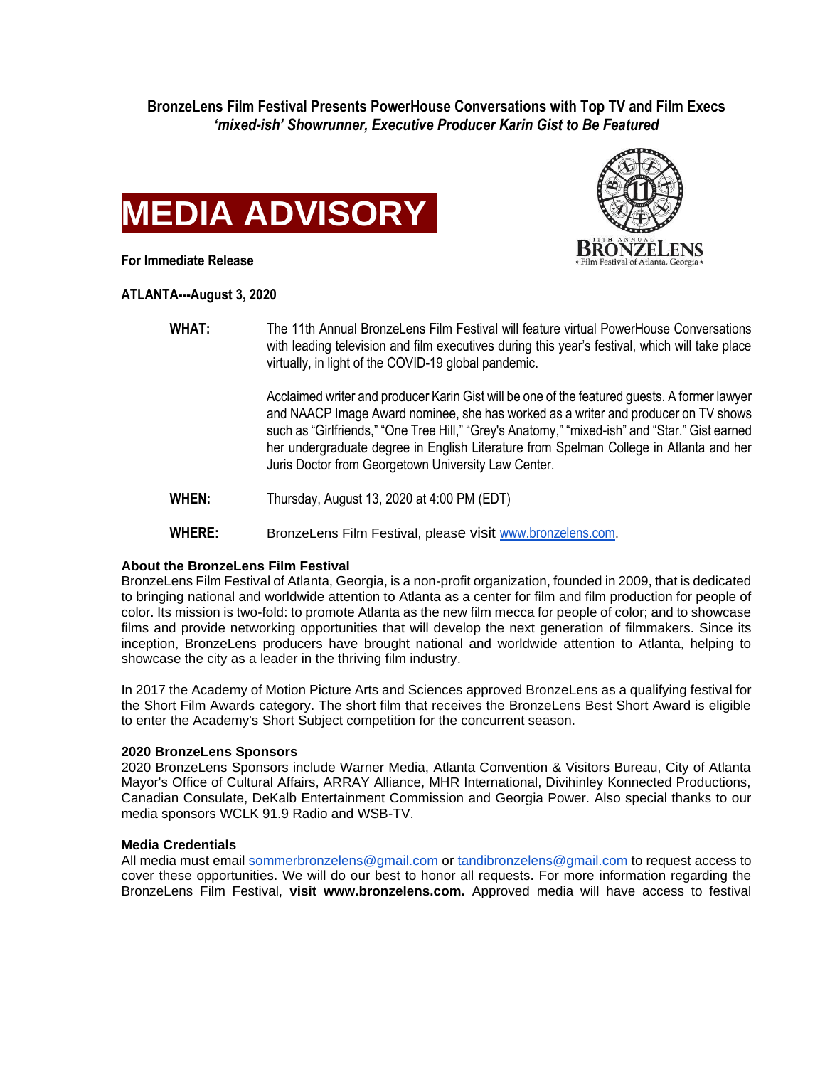**BronzeLens Film Festival Presents PowerHouse Conversations with Top TV and Film Execs**
***'mixed-ish' Showrunner, Executive Producer Karin Gist to Be Featured***

# MEDIA ADVISORY

11TH ANNUAL BRONZELENS • Film Festival of Atlanta, Georgia •

**For Immediate Release**

**ATLANTA---August 3, 2020**

**WHAT:** The 11th Annual BronzeLens Film Festival will feature virtual PowerHouse Conversations with leading television and film executives during this year's festival, which will take place virtually, in light of the COVID-19 global pandemic.

Acclaimed writer and producer Karin Gist will be one of the featured guests. A former lawyer and NAACP Image Award nominee, she has worked as a writer and producer on TV shows such as "Girlfriends," "One Tree Hill," "Grey's Anatomy," "mixed-ish" and "Star." Gist earned her undergraduate degree in English Literature from Spelman College in Atlanta and her Juris Doctor from Georgetown University Law Center.

**WHEN:** Thursday, August 13, 2020 at 4:00 PM (EDT)

**WHERE:** BronzeLens Film Festival, please visit www.bronzelens.com.

**About the BronzeLens Film Festival**
BronzeLens Film Festival of Atlanta, Georgia, is a non-profit organization, founded in 2009, that is dedicated to bringing national and worldwide attention to Atlanta as a center for film and film production for people of color. Its mission is two-fold: to promote Atlanta as the new film mecca for people of color; and to showcase films and provide networking opportunities that will develop the next generation of filmmakers. Since its inception, BronzeLens producers have brought national and worldwide attention to Atlanta, helping to showcase the city as a leader in the thriving film industry.

In 2017 the Academy of Motion Picture Arts and Sciences approved BronzeLens as a qualifying festival for the Short Film Awards category. The short film that receives the BronzeLens Best Short Award is eligible to enter the Academy's Short Subject competition for the concurrent season.

**2020 BronzeLens Sponsors**
2020 BronzeLens Sponsors include Warner Media, Atlanta Convention & Visitors Bureau, City of Atlanta Mayor's Office of Cultural Affairs, ARRAY Alliance, MHR International, Divihinley Konnected Productions, Canadian Consulate, DeKalb Entertainment Commission and Georgia Power. Also special thanks to our media sponsors WCLK 91.9 Radio and WSB-TV.

**Media Credentials**
All media must email sommerbronzelens@gmail.com or tandibronzelens@gmail.com to request access to cover these opportunities. We will do our best to honor all requests. For more information regarding the BronzeLens Film Festival, **visit www.bronzelens.com.** Approved media will have access to festival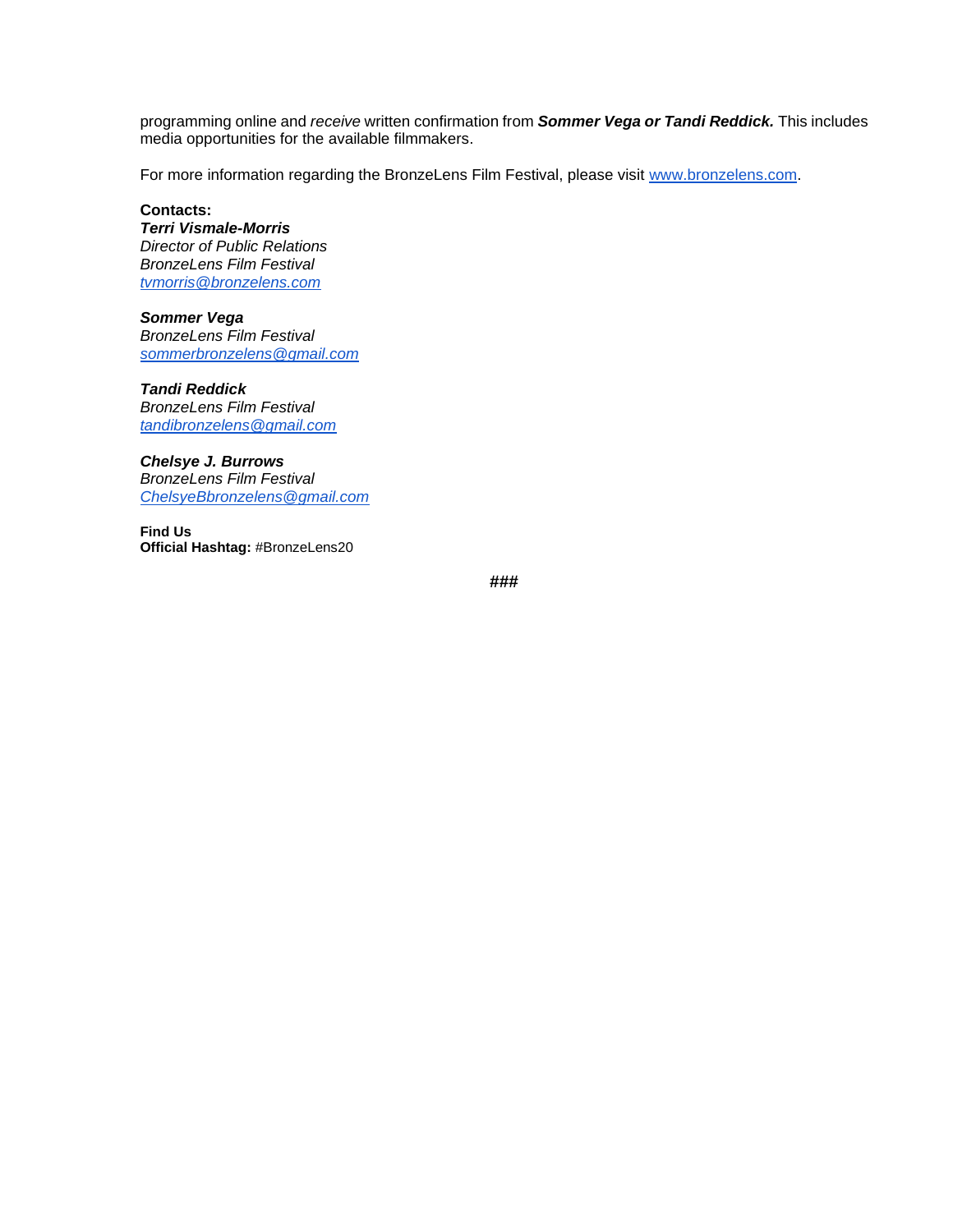programming online and *receive* written confirmation from ***Sommer Vega or Tandi Reddick.*** This includes media opportunities for the available filmmakers.

For more information regarding the BronzeLens Film Festival, please visit [www.bronzelens.com](http://www.bronzelens.com).

**Contacts:**
***Terri Vismale-Morris***
*Director of Public Relations*
*BronzeLens Film Festival*
*tvmorris@bronzelens.com*

***Sommer Vega***
*BronzeLens Film Festival*
*sommerbronzelens@gmail.com*

***Tandi Reddick***
*BronzeLens Film Festival*
*tandibronzelens@gmail.com*

***Chelsye J. Burrows***
*BronzeLens Film Festival*
*ChelsyeBbronzelens@gmail.com*

**Find Us**
**Official Hashtag:** #BronzeLens20

###